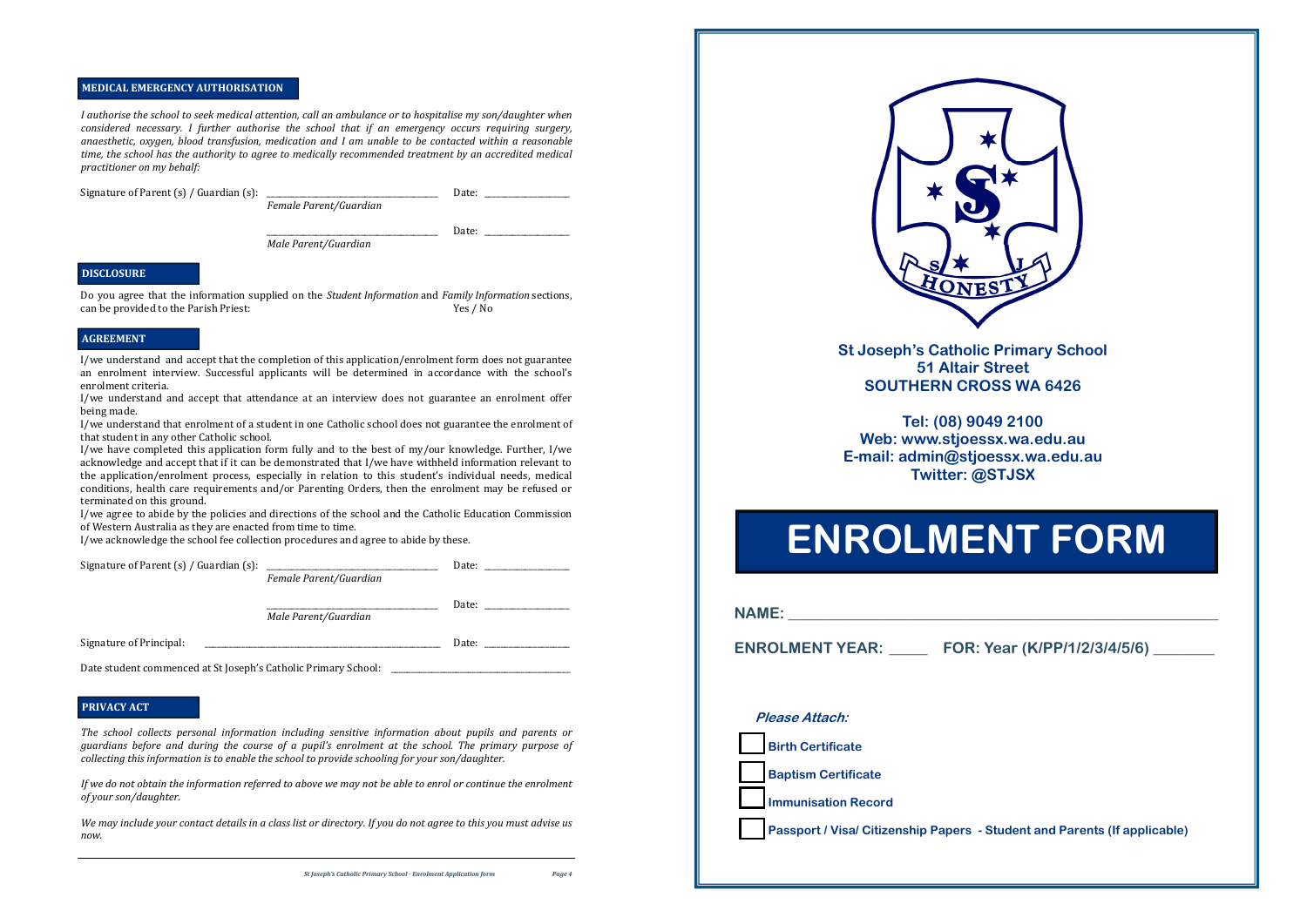## MEDICAL EMERGENCY AUTHORISATION

*I authorise the school to seek medical attention, call an ambulance or to hospitalise my son/daughter when considered necessary. I further authorise the school that if an emergency occurs requiring surgery, anaesthetic, oxygen, blood transfusion, medication and I am unable to be contacted within a reasonable time, the school has the authority to agree to medically recommended treatment by an accredited medical practitioner on my behalf:*

Signature of Parent (s) / Guardian (s): ______________________ Date: __________
*Female Parent/Guardian*

______________________ Date: __________
*Male Parent/Guardian*

## DISCLOSURE

Do you agree that the information supplied on the *Student Information* and *Family Information* sections, can be provided to the Parish Priest: Yes / No

## AGREEMENT

I/we understand and accept that the completion of this application/enrolment form does not guarantee an enrolment interview. Successful applicants will be determined in accordance with the school's enrolment criteria.

I/we understand and accept that attendance at an interview does not guarantee an enrolment offer being made.

I/we understand that enrolment of a student in one Catholic school does not guarantee the enrolment of that student in any other Catholic school.

I/we have completed this application form fully and to the best of my/our knowledge. Further, I/we acknowledge and accept that if it can be demonstrated that I/we have withheld information relevant to the application/enrolment process, especially in relation to this student's individual needs, medical conditions, health care requirements and/or Parenting Orders, then the enrolment may be refused or terminated on this ground.

I/we agree to abide by the policies and directions of the school and the Catholic Education Commission of Western Australia as they are enacted from time to time.

I/we acknowledge the school fee collection procedures and agree to abide by these.

Signature of Parent (s) / Guardian (s): ______________________ Date: __________
*Female Parent/Guardian*

______________________ Date: __________
*Male Parent/Guardian*

Signature of Principal: ______________________ Date: __________

Date student commenced at St Joseph's Catholic Primary School: ______________________

## PRIVACY ACT

*The school collects personal information including sensitive information about pupils and parents or guardians before and during the course of a pupil's enrolment at the school. The primary purpose of collecting this information is to enable the school to provide schooling for your son/daughter.*

*If we do not obtain the information referred to above we may not be able to enrol or continue the enrolment of your son/daughter.*

*We may include your contact details in a class list or directory. If you do not agree to this you must advise us now.*

**St Joseph's Catholic Primary School**
**51 Altair Street**
**SOUTHERN CROSS WA 6426**

**Tel: (08) 9049 2100**
**Web: www.stjoessx.wa.edu.au**
**E-mail: admin@stjoessx.wa.edu.au**
**Twitter: @STJSX**

# ENROLMENT FORM

**NAME:** ______________________________

**ENROLMENT YEAR:** _____ **FOR: Year (K/PP/1/2/3/4/5/6)** ________

***Please Attach:***

- [ ] **Birth Certificate**
- [ ] **Baptism Certificate**
- [ ] **Immunisation Record**
- [ ] **Passport / Visa/ Citizenship Papers - Student and Parents (If applicable)**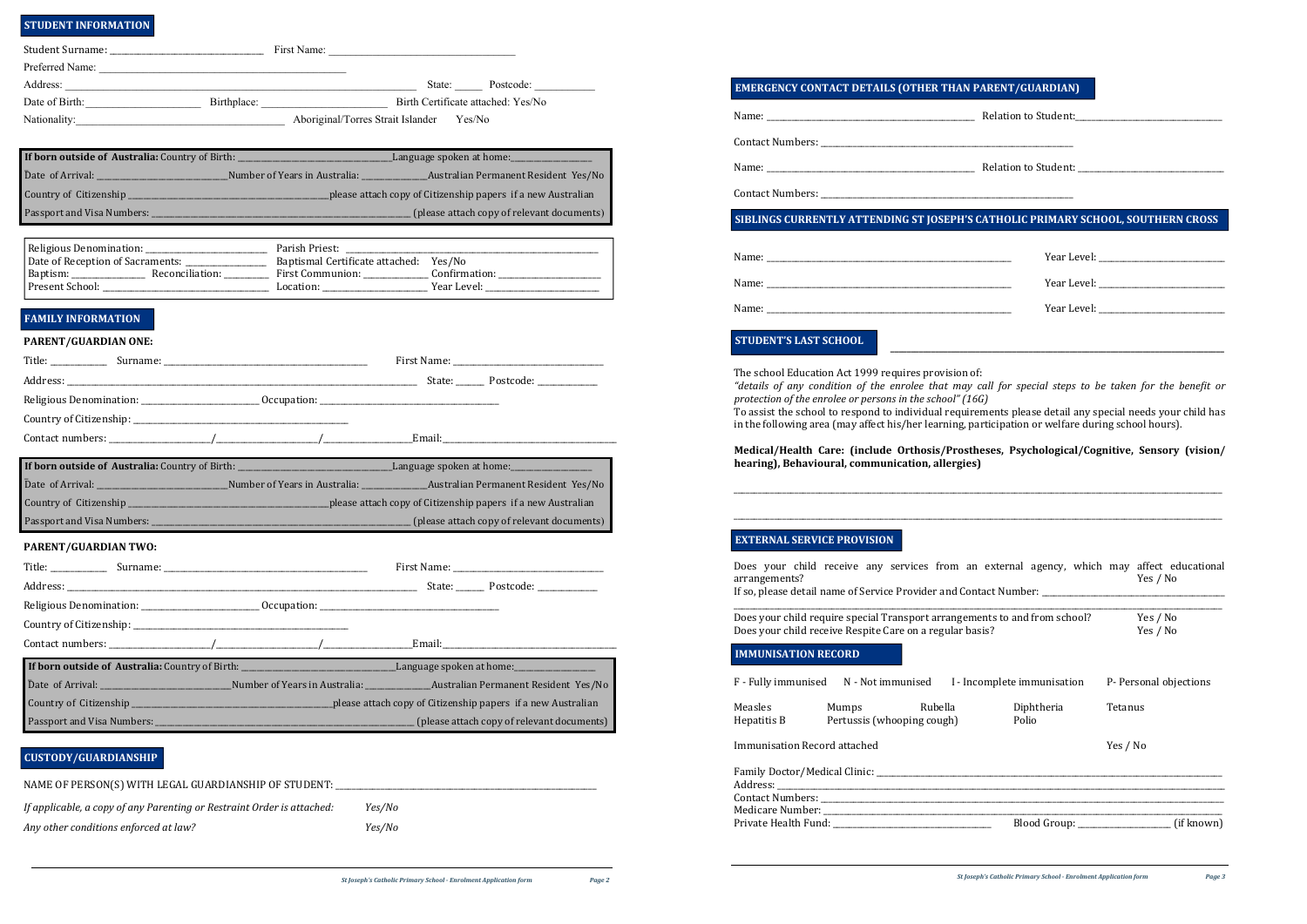## STUDENT INFORMATION

Student Surname: ______________________________ First Name: ____________________________________

Preferred Name: ______________________________________________

Address: _______________________________________________________________ State: _____ Postcode: ___________

Date of Birth: _____________________ Birthplace: _______________________ Birth Certificate attached: Yes/No

Nationality: _______________________________________ Aboriginal/Torres Strait Islander Yes/No

**If born outside of Australia:** Country of Birth: ______________________________Language spoken at home:_______________

Date of Arrival: ___________________________Number of Years in Australia: ______________Australian Permanent Resident Yes/No

Country of Citizenship _________________________________________please attach copy of Citizenship papers if a new Australian

Passport and Visa Numbers: ________________________________________________________ (please attach copy of relevant documents)

Religious Denomination: _________________________ Parish Priest: _____________________________________________

Date of Reception of Sacraments: ________________ Baptismal Certificate attached: Yes/No

Baptism: _______________ Reconciliation: _________ First Communion: _____________ Confirmation: _____________________

Present School: ___________________________________ Location: _____________________ Year Level: _______________________

## FAMILY INFORMATION

### PARENT/GUARDIAN ONE:

Title: ___________ Surname: _____________________________________________ First Name: _______________________________

Address: ___________________________________________________________________________ State: _____ Postcode: ____________

Religious Denomination: _________________________ Occupation: ________________________________________

Country of Citizenship: ______________________________________________

Contact numbers: _____________________/_____________________/___________________Email:_____________________________________

**If born outside of Australia:** Country of Birth: ______________________________Language spoken at home:_______________

Date of Arrival: ___________________________Number of Years in Australia: ______________Australian Permanent Resident Yes/No

Country of Citizenship _________________________________________please attach copy of Citizenship papers if a new Australian

Passport and Visa Numbers: ________________________________________________________ (please attach copy of relevant documents)

### PARENT/GUARDIAN TWO:

Title: ___________ Surname: _____________________________________________ First Name: _______________________________

Address: ___________________________________________________________________________ State: _____ Postcode: ____________

Religious Denomination: _________________________ Occupation: ________________________________________

Country of Citizenship: ______________________________________________

Contact numbers: _____________________/_____________________/___________________Email:_____________________________________

**If born outside of Australia:** Country of Birth: ______________________________Language spoken at home:_______________

Date of Arrival: ___________________________Number of Years in Australia: ______________Australian Permanent Resident Yes/No

Country of Citizenship _________________________________________please attach copy of Citizenship papers if a new Australian

Passport and Visa Numbers: ________________________________________________________ (please attach copy of relevant documents)

## CUSTODY/GUARDIANSHIP

NAME OF PERSON(S) WITH LEGAL GUARDIANSHIP OF STUDENT: _____________________________________________________________

*If applicable, a copy of any Parenting or Restraint Order is attached:* *Yes/No*

*Any other conditions enforced at law?* *Yes/No*

## EMERGENCY CONTACT DETAILS (OTHER THAN PARENT/GUARDIAN)

Name: _____________________________________________ Relation to Student:______________________________

Contact Numbers: ______________________________________________________

Name: _____________________________________________ Relation to Student: ______________________________

Contact Numbers: ______________________________________________________

## SIBLINGS CURRENTLY ATTENDING ST JOSEPH'S CATHOLIC PRIMARY SCHOOL, SOUTHERN CROSS

Name: ____________________________________________________ Year Level: __________________________

Name: ____________________________________________________ Year Level: __________________________

Name: ____________________________________________________ Year Level: __________________________

## STUDENT'S LAST SCHOOL

______________________________________________________________

The school Education Act 1999 requires provision of:

*"details of any condition of the enrolee that may call for special steps to be taken for the benefit or protection of the enrolee or persons in the school" (16G)*

To assist the school to respond to individual requirements please detail any special needs your child has in the following area (may affect his/her learning, participation or welfare during school hours).

**Medical/Health Care: (include Orthosis/Prostheses, Psychological/Cognitive, Sensory (vision/ hearing), Behavioural, communication, allergies)**

_____________________________________________________________________________________________________

_____________________________________________________________________________________________________

## EXTERNAL SERVICE PROVISION

Does your child receive any services from an external agency, which may affect educational arrangements? Yes / No

If so, please detail name of Service Provider and Contact Number: ______________________________________

_____________________________________________________________________________________________________

Does your child require special Transport arrangements to and from school? Yes / No

Does your child receive Respite Care on a regular basis? Yes / No

## IMMUNISATION RECORD

F - Fully immunised N - Not immunised I - Incomplete immunisation P- Personal objections

Measles Mumps Rubella Diphtheria Tetanus

Hepatitis B Pertussis (whooping cough) Polio

Immunisation Record attached Yes / No

Family Doctor/Medical Clinic: ____________________________________________________________________________

Address: _______________________________________________________________________________________________

Contact Numbers: _______________________________________________________________________________________

Medicare Number: _______________________________________________________________________________________

Private Health Fund: ____________________________________ Blood Group: ___________________ (if known)